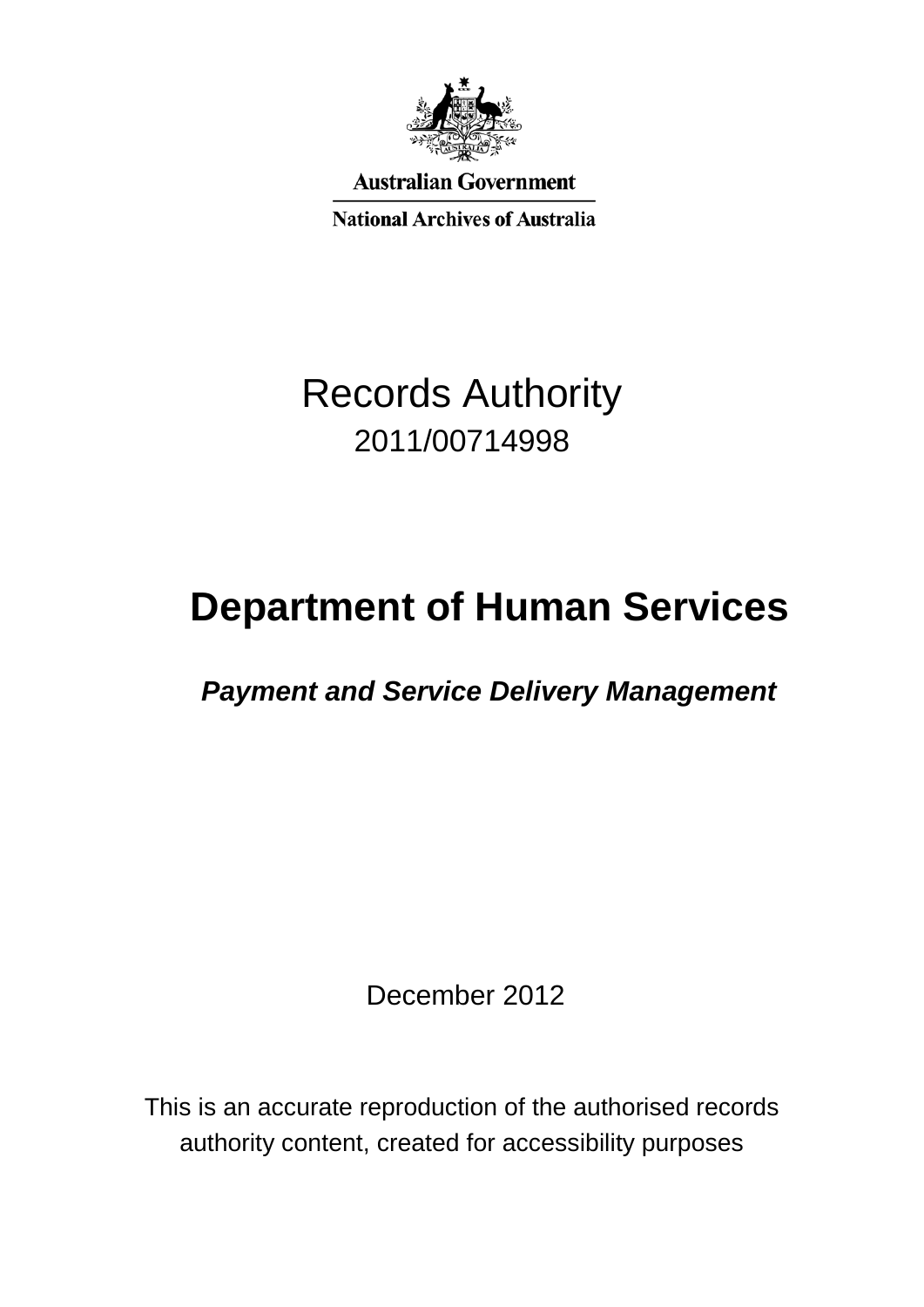Australian Government

National Archives of Australia

# Records Authority

2011/00714998

# Department of Human Services

***Payment and Service Delivery Management***

December 2012

This is an accurate reproduction of the authorised records authority content, created for accessibility purposes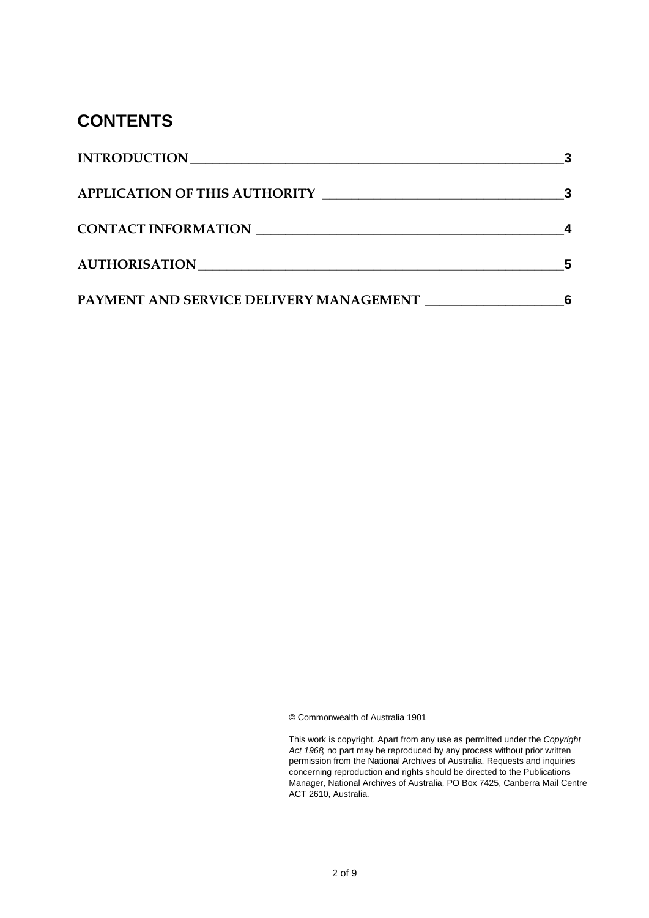# CONTENTS

| | |
|---|---|
| INTRODUCTION | 3 |
| APPLICATION OF THIS AUTHORITY | 3 |
| CONTACT INFORMATION | 4 |
| AUTHORISATION | 5 |
| PAYMENT AND SERVICE DELIVERY MANAGEMENT | 6 |

© Commonwealth of Australia 1901

This work is copyright. Apart from any use as permitted under the *Copyright Act 1968*, no part may be reproduced by any process without prior written permission from the National Archives of Australia. Requests and inquiries concerning reproduction and rights should be directed to the Publications Manager, National Archives of Australia, PO Box 7425, Canberra Mail Centre ACT 2610, Australia.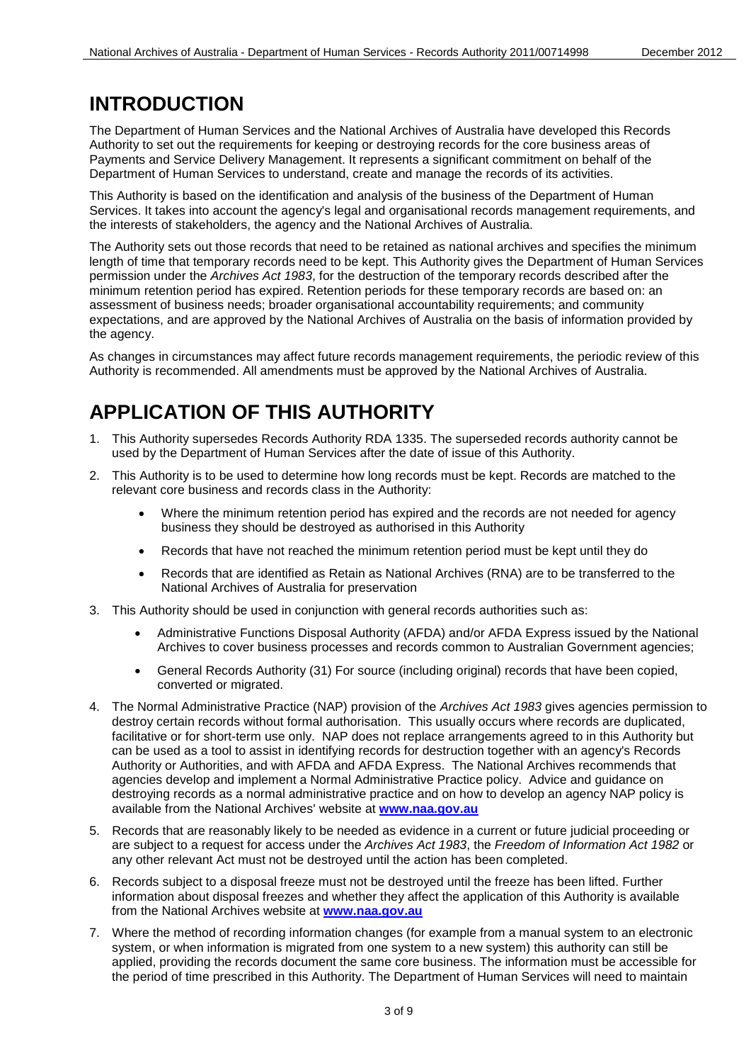# INTRODUCTION

The Department of Human Services and the National Archives of Australia have developed this Records Authority to set out the requirements for keeping or destroying records for the core business areas of Payments and Service Delivery Management. It represents a significant commitment on behalf of the Department of Human Services to understand, create and manage the records of its activities.

This Authority is based on the identification and analysis of the business of the Department of Human Services. It takes into account the agency's legal and organisational records management requirements, and the interests of stakeholders, the agency and the National Archives of Australia.

The Authority sets out those records that need to be retained as national archives and specifies the minimum length of time that temporary records need to be kept. This Authority gives the Department of Human Services permission under the *Archives Act 1983*, for the destruction of the temporary records described after the minimum retention period has expired. Retention periods for these temporary records are based on: an assessment of business needs; broader organisational accountability requirements; and community expectations, and are approved by the National Archives of Australia on the basis of information provided by the agency.

As changes in circumstances may affect future records management requirements, the periodic review of this Authority is recommended. All amendments must be approved by the National Archives of Australia.

# APPLICATION OF THIS AUTHORITY

1. This Authority supersedes Records Authority RDA 1335. The superseded records authority cannot be used by the Department of Human Services after the date of issue of this Authority.
2. This Authority is to be used to determine how long records must be kept. Records are matched to the relevant core business and records class in the Authority:
   - Where the minimum retention period has expired and the records are not needed for agency business they should be destroyed as authorised in this Authority
   - Records that have not reached the minimum retention period must be kept until they do
   - Records that are identified as Retain as National Archives (RNA) are to be transferred to the National Archives of Australia for preservation
3. This Authority should be used in conjunction with general records authorities such as:
   - Administrative Functions Disposal Authority (AFDA) and/or AFDA Express issued by the National Archives to cover business processes and records common to Australian Government agencies;
   - General Records Authority (31) For source (including original) records that have been copied, converted or migrated.
4. The Normal Administrative Practice (NAP) provision of the *Archives Act 1983* gives agencies permission to destroy certain records without formal authorisation. This usually occurs where records are duplicated, facilitative or for short-term use only. NAP does not replace arrangements agreed to in this Authority but can be used as a tool to assist in identifying records for destruction together with an agency's Records Authority or Authorities, and with AFDA and AFDA Express. The National Archives recommends that agencies develop and implement a Normal Administrative Practice policy. Advice and guidance on destroying records as a normal administrative practice and on how to develop an agency NAP policy is available from the National Archives' website at **www.naa.gov.au**
5. Records that are reasonably likely to be needed as evidence in a current or future judicial proceeding or are subject to a request for access under the *Archives Act 1983*, the *Freedom of Information Act 1982* or any other relevant Act must not be destroyed until the action has been completed.
6. Records subject to a disposal freeze must not be destroyed until the freeze has been lifted. Further information about disposal freezes and whether they affect the application of this Authority is available from the National Archives website at **www.naa.gov.au**
7. Where the method of recording information changes (for example from a manual system to an electronic system, or when information is migrated from one system to a new system) this authority can still be applied, providing the records document the same core business. The information must be accessible for the period of time prescribed in this Authority. The Department of Human Services will need to maintain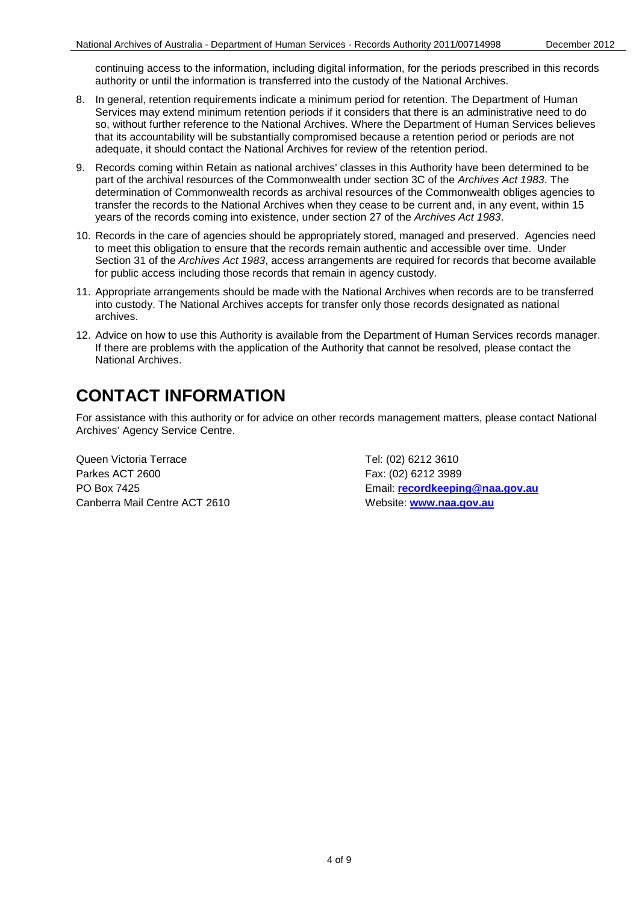continuing access to the information, including digital information, for the periods prescribed in this records authority or until the information is transferred into the custody of the National Archives.

8. In general, retention requirements indicate a minimum period for retention. The Department of Human Services may extend minimum retention periods if it considers that there is an administrative need to do so, without further reference to the National Archives. Where the Department of Human Services believes that its accountability will be substantially compromised because a retention period or periods are not adequate, it should contact the National Archives for review of the retention period.
9. Records coming within Retain as national archives' classes in this Authority have been determined to be part of the archival resources of the Commonwealth under section 3C of the *Archives Act 1983*. The determination of Commonwealth records as archival resources of the Commonwealth obliges agencies to transfer the records to the National Archives when they cease to be current and, in any event, within 15 years of the records coming into existence, under section 27 of the *Archives Act 1983*.
10. Records in the care of agencies should be appropriately stored, managed and preserved. Agencies need to meet this obligation to ensure that the records remain authentic and accessible over time. Under Section 31 of the *Archives Act 1983*, access arrangements are required for records that become available for public access including those records that remain in agency custody.
11. Appropriate arrangements should be made with the National Archives when records are to be transferred into custody. The National Archives accepts for transfer only those records designated as national archives.
12. Advice on how to use this Authority is available from the Department of Human Services records manager. If there are problems with the application of the Authority that cannot be resolved, please contact the National Archives.

# CONTACT INFORMATION

For assistance with this authority or for advice on other records management matters, please contact National Archives' Agency Service Centre.

Queen Victoria Terrace
Parkes ACT 2600
PO Box 7425
Canberra Mail Centre ACT 2610

Tel: (02) 6212 3610
Fax: (02) 6212 3989
Email: **recordkeeping@naa.gov.au**
Website: **www.naa.gov.au**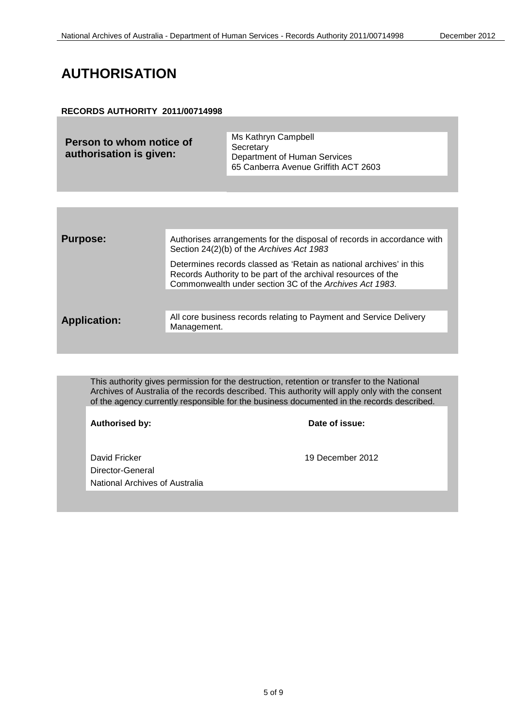# AUTHORISATION

**RECORDS AUTHORITY 2011/00714998**

| **Person to whom notice of authorisation is given:** | Ms Kathryn Campbell<br>Secretary<br>Department of Human Services<br>65 Canberra Avenue Griffith ACT 2603 |
|---|---|

| | |
|---|---|
| **Purpose:** | Authorises arrangements for the disposal of records in accordance with Section 24(2)(b) of the *Archives Act 1983*<br><br>Determines records classed as 'Retain as national archives' in this Records Authority to be part of the archival resources of the Commonwealth under section 3C of the *Archives Act 1983*. |
| **Application:** | All core business records relating to Payment and Service Delivery Management. |

This authority gives permission for the destruction, retention or transfer to the National Archives of Australia of the records described. This authority will apply only with the consent of the agency currently responsible for the business documented in the records described.

| **Authorised by:** | **Date of issue:** |
|---|---|
| David Fricker<br>Director-General<br>National Archives of Australia | 19 December 2012 |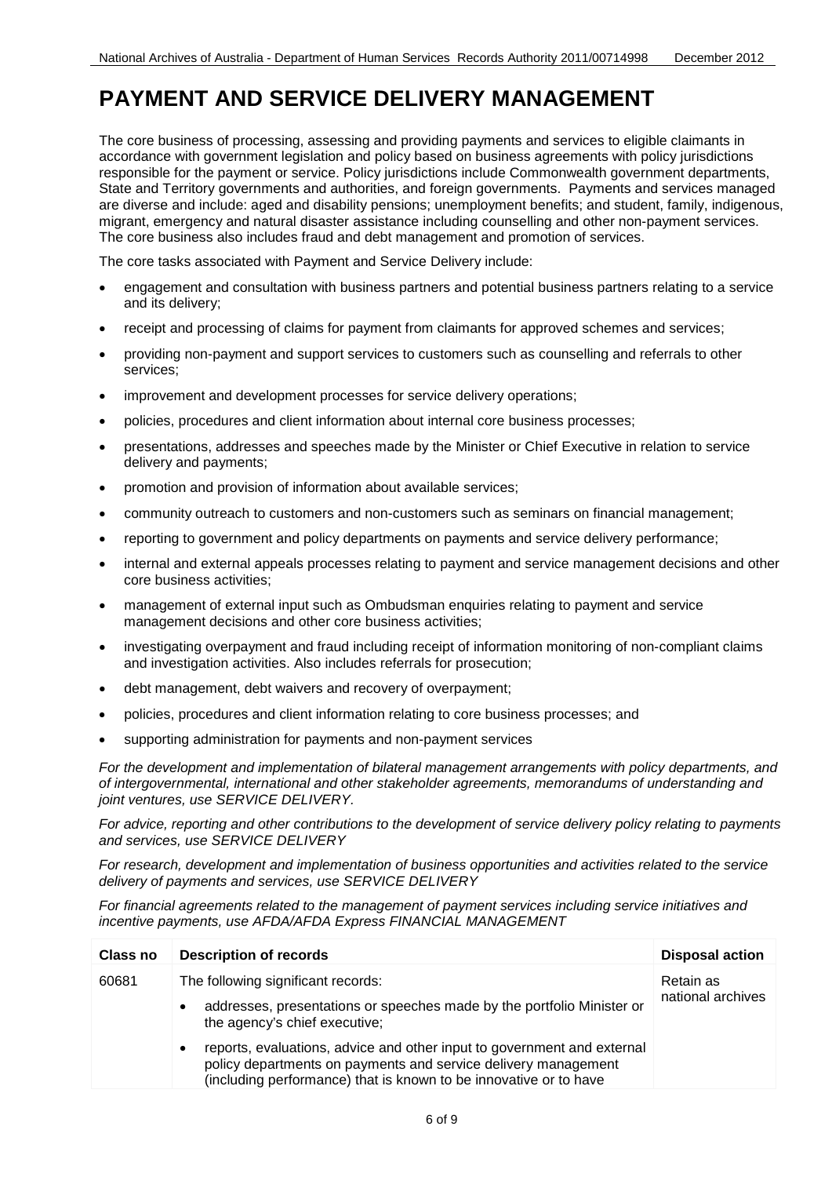# PAYMENT AND SERVICE DELIVERY MANAGEMENT

The core business of processing, assessing and providing payments and services to eligible claimants in accordance with government legislation and policy based on business agreements with policy jurisdictions responsible for the payment or service. Policy jurisdictions include Commonwealth government departments, State and Territory governments and authorities, and foreign governments. Payments and services managed are diverse and include: aged and disability pensions; unemployment benefits; and student, family, indigenous, migrant, emergency and natural disaster assistance including counselling and other non-payment services. The core business also includes fraud and debt management and promotion of services.

The core tasks associated with Payment and Service Delivery include:

- engagement and consultation with business partners and potential business partners relating to a service and its delivery;
- receipt and processing of claims for payment from claimants for approved schemes and services;
- providing non-payment and support services to customers such as counselling and referrals to other services;
- improvement and development processes for service delivery operations;
- policies, procedures and client information about internal core business processes;
- presentations, addresses and speeches made by the Minister or Chief Executive in relation to service delivery and payments;
- promotion and provision of information about available services;
- community outreach to customers and non-customers such as seminars on financial management;
- reporting to government and policy departments on payments and service delivery performance;
- internal and external appeals processes relating to payment and service management decisions and other core business activities;
- management of external input such as Ombudsman enquiries relating to payment and service management decisions and other core business activities;
- investigating overpayment and fraud including receipt of information monitoring of non-compliant claims and investigation activities. Also includes referrals for prosecution;
- debt management, debt waivers and recovery of overpayment;
- policies, procedures and client information relating to core business processes; and
- supporting administration for payments and non-payment services

*For the development and implementation of bilateral management arrangements with policy departments, and of intergovernmental, international and other stakeholder agreements, memorandums of understanding and joint ventures, use SERVICE DELIVERY.*

*For advice, reporting and other contributions to the development of service delivery policy relating to payments and services, use SERVICE DELIVERY*

*For research, development and implementation of business opportunities and activities related to the service delivery of payments and services, use SERVICE DELIVERY*

*For financial agreements related to the management of payment services including service initiatives and incentive payments, use AFDA/AFDA Express FINANCIAL MANAGEMENT*

| Class no | Description of records | Disposal action |
|---|---|---|
| 60681 | The following significant records:<br>• addresses, presentations or speeches made by the portfolio Minister or the agency's chief executive;<br>• reports, evaluations, advice and other input to government and external policy departments on payments and service delivery management (including performance) that is known to be innovative or to have | Retain as national archives |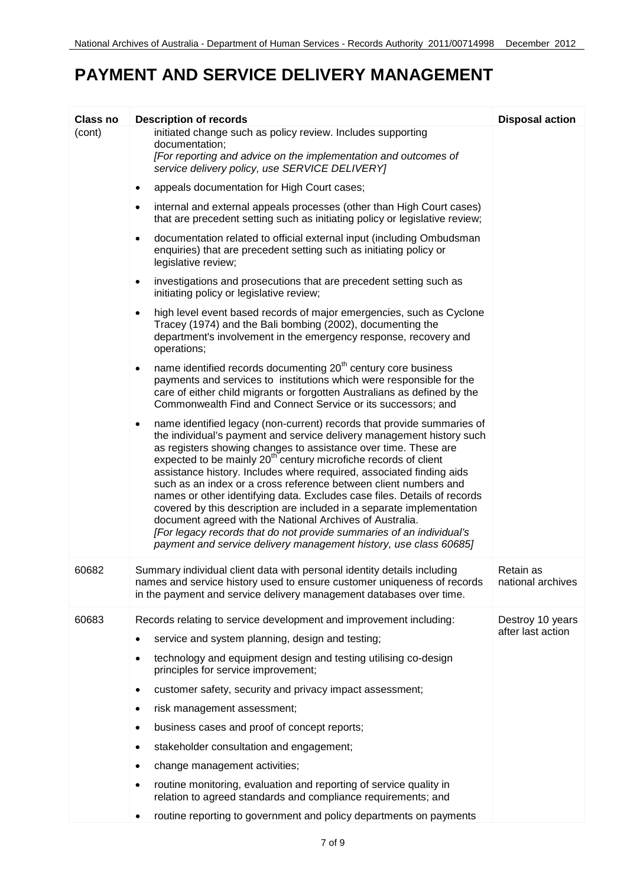# PAYMENT AND SERVICE DELIVERY MANAGEMENT

| Class no | Description of records | Disposal action |
|---|---|---|
| (cont) | initiated change such as policy review. Includes supporting documentation;<br>*[For reporting and advice on the implementation and outcomes of service delivery policy, use SERVICE DELIVERY]*<br>• appeals documentation for High Court cases;<br>• internal and external appeals processes (other than High Court cases) that are precedent setting such as initiating policy or legislative review;<br>• documentation related to official external input (including Ombudsman enquiries) that are precedent setting such as initiating policy or legislative review;<br>• investigations and prosecutions that are precedent setting such as initiating policy or legislative review;<br>• high level event based records of major emergencies, such as Cyclone Tracey (1974) and the Bali bombing (2002), documenting the department's involvement in the emergency response, recovery and operations;<br>• name identified records documenting 20th century core business payments and services to institutions which were responsible for the care of either child migrants or forgotten Australians as defined by the Commonwealth Find and Connect Service or its successors; and<br>• name identified legacy (non-current) records that provide summaries of the individual's payment and service delivery management history such as registers showing changes to assistance over time. These are expected to be mainly 20th century microfiche records of client assistance history. Includes where required, associated finding aids such as an index or a cross reference between client numbers and names or other identifying data. Excludes case files. Details of records covered by this description are included in a separate implementation document agreed with the National Archives of Australia.<br>*[For legacy records that do not provide summaries of an individual's payment and service delivery management history, use class 60685]* | |
| 60682 | Summary individual client data with personal identity details including names and service history used to ensure customer uniqueness of records in the payment and service delivery management databases over time. | Retain as national archives |
| 60683 | Records relating to service development and improvement including:<br>• service and system planning, design and testing;<br>• technology and equipment design and testing utilising co-design principles for service improvement;<br>• customer safety, security and privacy impact assessment;<br>• risk management assessment;<br>• business cases and proof of concept reports;<br>• stakeholder consultation and engagement;<br>• change management activities;<br>• routine monitoring, evaluation and reporting of service quality in relation to agreed standards and compliance requirements; and<br>• routine reporting to government and policy departments on payments | Destroy 10 years after last action |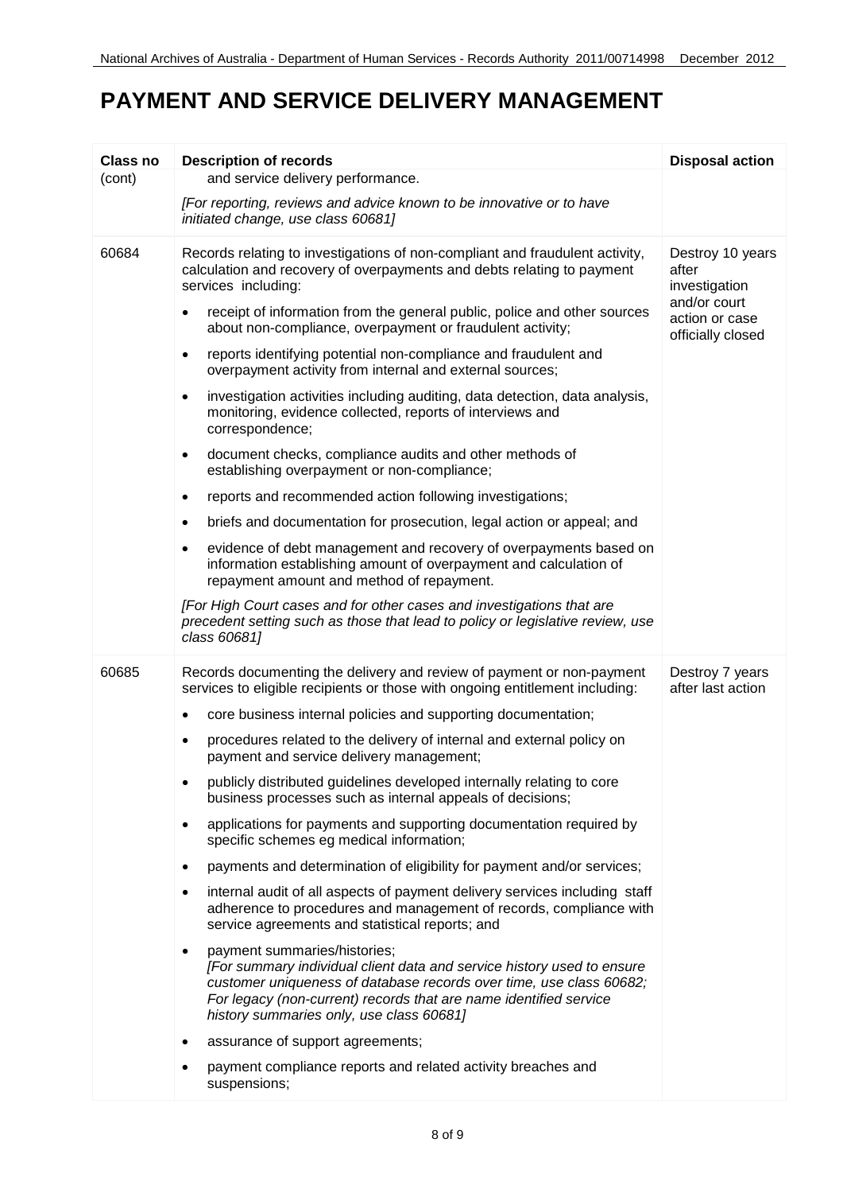# PAYMENT AND SERVICE DELIVERY MANAGEMENT

| Class no | Description of records | Disposal action |
| --- | --- | --- |
| (cont) | and service delivery performance.<br><br>*[For reporting, reviews and advice known to be innovative or to have initiated change, use class 60681]* | |
| 60684 | Records relating to investigations of non-compliant and fraudulent activity, calculation and recovery of overpayments and debts relating to payment services including:<br><br>• receipt of information from the general public, police and other sources about non-compliance, overpayment or fraudulent activity;<br>• reports identifying potential non-compliance and fraudulent and overpayment activity from internal and external sources;<br>• investigation activities including auditing, data detection, data analysis, monitoring, evidence collected, reports of interviews and correspondence;<br>• document checks, compliance audits and other methods of establishing overpayment or non-compliance;<br>• reports and recommended action following investigations;<br>• briefs and documentation for prosecution, legal action or appeal; and<br>• evidence of debt management and recovery of overpayments based on information establishing amount of overpayment and calculation of repayment amount and method of repayment.<br><br>*[For High Court cases and for other cases and investigations that are precedent setting such as those that lead to policy or legislative review, use class 60681]* | Destroy 10 years after investigation and/or court action or case officially closed |
| 60685 | Records documenting the delivery and review of payment or non-payment services to eligible recipients or those with ongoing entitlement including:<br><br>• core business internal policies and supporting documentation;<br>• procedures related to the delivery of internal and external policy on payment and service delivery management;<br>• publicly distributed guidelines developed internally relating to core business processes such as internal appeals of decisions;<br>• applications for payments and supporting documentation required by specific schemes eg medical information;<br>• payments and determination of eligibility for payment and/or services;<br>• internal audit of all aspects of payment delivery services including staff adherence to procedures and management of records, compliance with service agreements and statistical reports; and<br>• payment summaries/histories;<br>*[For summary individual client data and service history used to ensure customer uniqueness of database records over time, use class 60682; For legacy (non-current) records that are name identified service history summaries only, use class 60681]*<br>• assurance of support agreements;<br>• payment compliance reports and related activity breaches and suspensions; | Destroy 7 years after last action |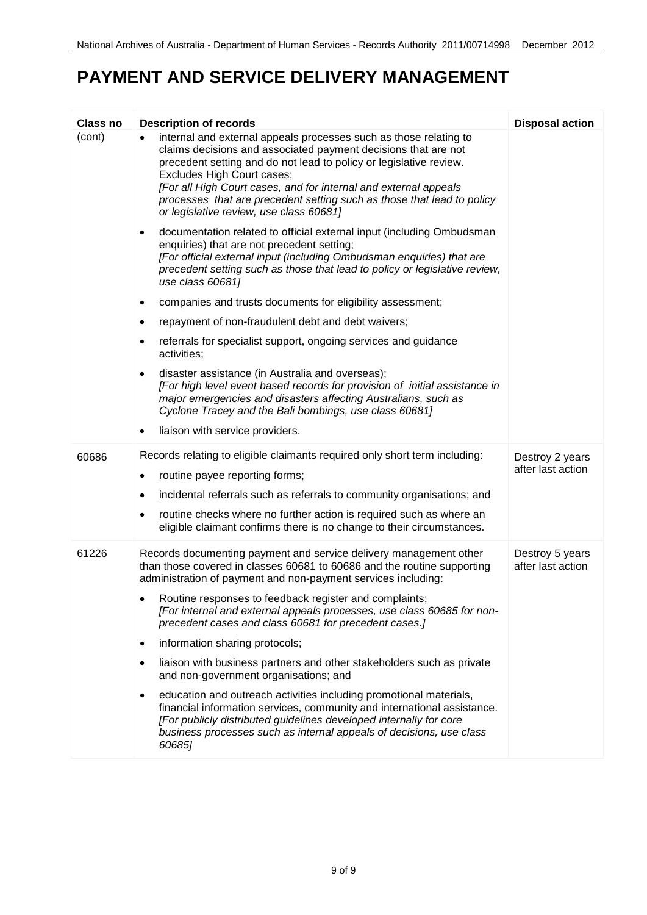# PAYMENT AND SERVICE DELIVERY MANAGEMENT

| Class no | Description of records | Disposal action |
|---|---|---|
| (cont) | • internal and external appeals processes such as those relating to claims decisions and associated payment decisions that are not precedent setting and do not lead to policy or legislative review. Excludes High Court cases;<br>*[For all High Court cases, and for internal and external appeals processes that are precedent setting such as those that lead to policy or legislative review, use class 60681]*<br>• documentation related to official external input (including Ombudsman enquiries) that are not precedent setting;<br>*[For official external input (including Ombudsman enquiries) that are precedent setting such as those that lead to policy or legislative review, use class 60681]*<br>• companies and trusts documents for eligibility assessment;<br>• repayment of non-fraudulent debt and debt waivers;<br>• referrals for specialist support, ongoing services and guidance activities;<br>• disaster assistance (in Australia and overseas);<br>*[For high level event based records for provision of initial assistance in major emergencies and disasters affecting Australians, such as Cyclone Tracey and the Bali bombings, use class 60681]*<br>• liaison with service providers. | |
| 60686 | Records relating to eligible claimants required only short term including:<br>• routine payee reporting forms;<br>• incidental referrals such as referrals to community organisations; and<br>• routine checks where no further action is required such as where an eligible claimant confirms there is no change to their circumstances. | Destroy 2 years after last action |
| 61226 | Records documenting payment and service delivery management other than those covered in classes 60681 to 60686 and the routine supporting administration of payment and non-payment services including:<br>• Routine responses to feedback register and complaints;<br>*[For internal and external appeals processes, use class 60685 for non-precedent cases and class 60681 for precedent cases.]*<br>• information sharing protocols;<br>• liaison with business partners and other stakeholders such as private and non-government organisations; and<br>• education and outreach activities including promotional materials, financial information services, community and international assistance.<br>*[For publicly distributed guidelines developed internally for core business processes such as internal appeals of decisions, use class 60685]* | Destroy 5 years after last action |